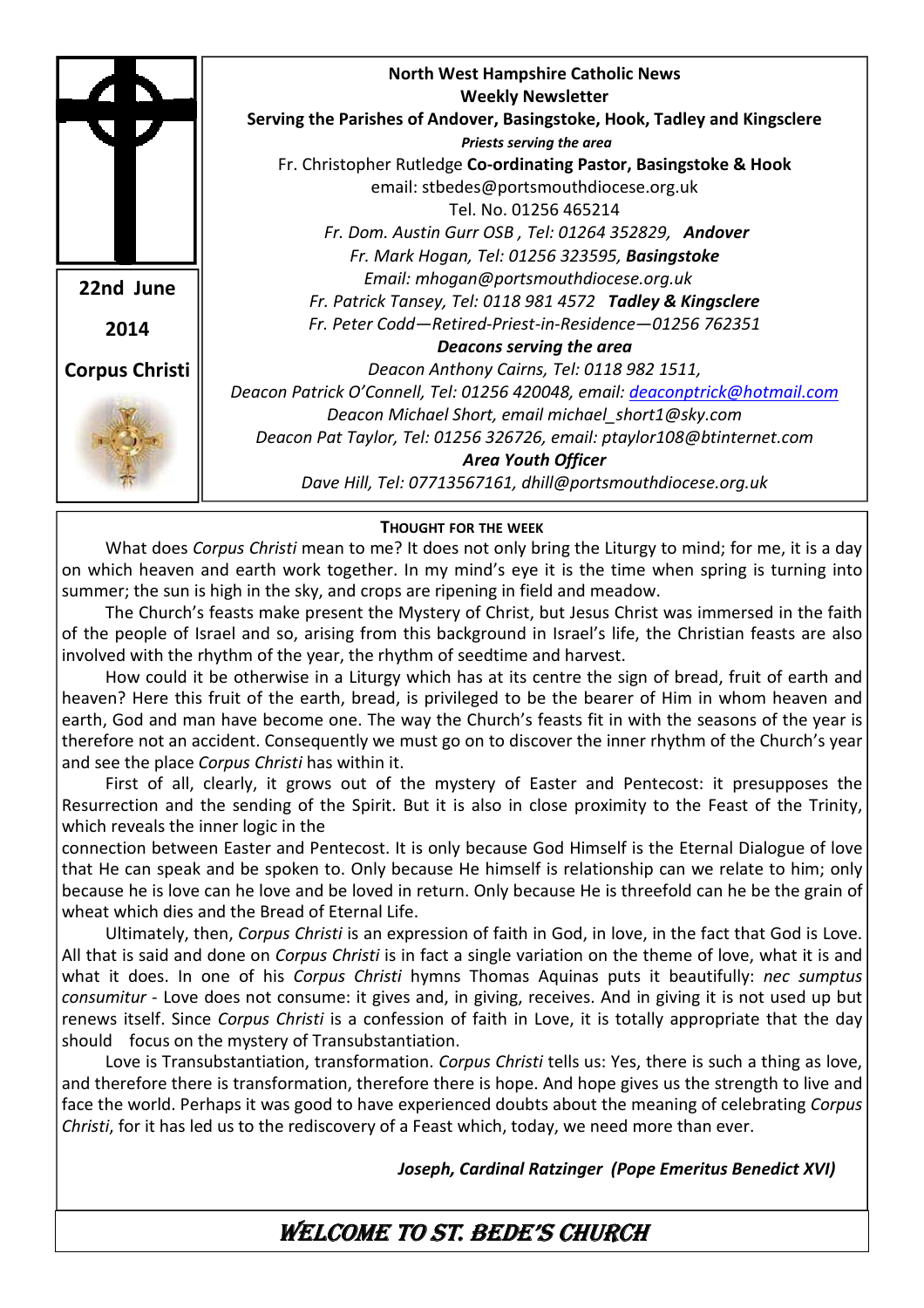**22nd June**

**2014**

**Corpus Christi**

**North West Hampshire Catholic News**
**Weekly Newsletter**
**Serving the Parishes of Andover, Basingstoke, Hook, Tadley and Kingsclere**

***Priests serving the area***

Fr. Christopher Rutledge **Co-ordinating Pastor, Basingstoke & Hook**
email: stbedes@portsmouthdiocese.org.uk
Tel. No. 01256 465214

*Fr. Dom. Austin Gurr OSB , Tel: 01264 352829,* ***Andover***

*Fr. Mark Hogan, Tel: 01256 323595,* ***Basingstoke***
*Email: mhogan@portsmouthdiocese.org.uk*

*Fr. Patrick Tansey, Tel: 0118 981 4572* ***Tadley & Kingsclere***

*Fr. Peter Codd—Retired-Priest-in-Residence—01256 762351*

***Deacons serving the area***

*Deacon Anthony Cairns, Tel: 0118 982 1511,*

*Deacon Patrick O'Connell, Tel: 01256 420048, email: deaconptrick@hotmail.com*

*Deacon Michael Short, email michael_short1@sky.com*

*Deacon Pat Taylor, Tel: 01256 326726, email: ptaylor108@btinternet.com*

***Area Youth Officer***

*Dave Hill, Tel: 07713567161, dhill@portsmouthdiocese.org.uk*

## THOUGHT FOR THE WEEK

What does *Corpus Christi* mean to me? It does not only bring the Liturgy to mind; for me, it is a day on which heaven and earth work together. In my mind's eye it is the time when spring is turning into summer; the sun is high in the sky, and crops are ripening in field and meadow.

The Church's feasts make present the Mystery of Christ, but Jesus Christ was immersed in the faith of the people of Israel and so, arising from this background in Israel's life, the Christian feasts are also involved with the rhythm of the year, the rhythm of seedtime and harvest.

How could it be otherwise in a Liturgy which has at its centre the sign of bread, fruit of earth and heaven? Here this fruit of the earth, bread, is privileged to be the bearer of Him in whom heaven and earth, God and man have become one. The way the Church's feasts fit in with the seasons of the year is therefore not an accident. Consequently we must go on to discover the inner rhythm of the Church's year and see the place *Corpus Christi* has within it.

First of all, clearly, it grows out of the mystery of Easter and Pentecost: it presupposes the Resurrection and the sending of the Spirit. But it is also in close proximity to the Feast of the Trinity, which reveals the inner logic in the connection between Easter and Pentecost. It is only because God Himself is the Eternal Dialogue of love that He can speak and be spoken to. Only because He himself is relationship can we relate to him; only because he is love can he love and be loved in return. Only because He is threefold can he be the grain of wheat which dies and the Bread of Eternal Life.

Ultimately, then, *Corpus Christi* is an expression of faith in God, in love, in the fact that God is Love. All that is said and done on *Corpus Christi* is in fact a single variation on the theme of love, what it is and what it does. In one of his *Corpus Christi* hymns Thomas Aquinas puts it beautifully: *nec sumptus consumitur* - Love does not consume: it gives and, in giving, receives. And in giving it is not used up but renews itself. Since *Corpus Christi* is a confession of faith in Love, it is totally appropriate that the day should focus on the mystery of Transubstantiation.

Love is Transubstantiation, transformation. *Corpus Christi* tells us: Yes, there is such a thing as love, and therefore there is transformation, therefore there is hope. And hope gives us the strength to live and face the world. Perhaps it was good to have experienced doubts about the meaning of celebrating *Corpus Christi*, for it has led us to the rediscovery of a Feast which, today, we need more than ever.

***Joseph, Cardinal Ratzinger (Pope Emeritus Benedict XVI)***

## WELCOME TO ST. BEDE'S CHURCH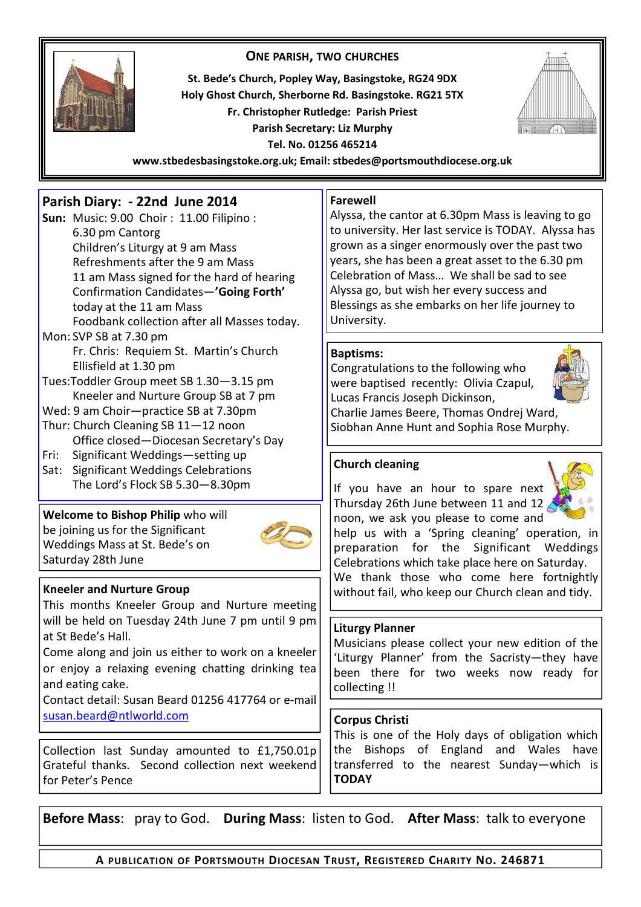**ONE PARISH, TWO CHURCHES**

**St. Bede's Church, Popley Way, Basingstoke, RG24 9DX**
**Holy Ghost Church, Sherborne Rd. Basingstoke. RG21 5TX**
**Fr. Christopher Rutledge: Parish Priest**
**Parish Secretary: Liz Murphy**
**Tel. No. 01256 465214**
**www.stbedesbasingstoke.org.uk; Email: stbedes@portsmouthdiocese.org.uk**

## Parish Diary: - 22nd June 2014

**Sun:** Music: 9.00 Choir : 11.00 Filipino : 6.30 pm Cantorg
Children's Liturgy at 9 am Mass
Refreshments after the 9 am Mass
11 am Mass signed for the hard of hearing
Confirmation Candidates—**'Going Forth'** today at the 11 am Mass
Foodbank collection after all Masses today.

Mon: SVP SB at 7.30 pm
Fr. Chris: Requiem St. Martin's Church Ellisfield at 1.30 pm

Tues: Toddler Group meet SB 1.30—3.15 pm
Kneeler and Nurture Group SB at 7 pm

Wed: 9 am Choir—practice SB at 7.30pm

Thur: Church Cleaning SB 11—12 noon
Office closed—Diocesan Secretary's Day

Fri: Significant Weddings—setting up

Sat: Significant Weddings Celebrations
The Lord's Flock SB 5.30—8.30pm

**Welcome to Bishop Philip** who will be joining us for the Significant Weddings Mass at St. Bede's on Saturday 28th June

**Kneeler and Nurture Group**

This months Kneeler Group and Nurture meeting will be held on Tuesday 24th June 7 pm until 9 pm at St Bede's Hall.

Come along and join us either to work on a kneeler or enjoy a relaxing evening chatting drinking tea and eating cake.

Contact detail: Susan Beard 01256 417764 or e-mail susan.beard@ntlworld.com

Collection last Sunday amounted to £1,750.01p Grateful thanks. Second collection next weekend for Peter's Pence

**Farewell**

Alyssa, the cantor at 6.30pm Mass is leaving to go to university. Her last service is TODAY. Alyssa has grown as a singer enormously over the past two years, she has been a great asset to the 6.30 pm Celebration of Mass… We shall be sad to see Alyssa go, but wish her every success and Blessings as she embarks on her life journey to University.

**Baptisms:**

Congratulations to the following who were baptised recently: Olivia Czapul, Lucas Francis Joseph Dickinson, Charlie James Beere, Thomas Ondrej Ward, Siobhan Anne Hunt and Sophia Rose Murphy.

**Church cleaning**

If you have an hour to spare next Thursday 26th June between 11 and 12 noon, we ask you please to come and help us with a 'Spring cleaning' operation, in preparation for the Significant Weddings Celebrations which take place here on Saturday. We thank those who come here fortnightly without fail, who keep our Church clean and tidy.

**Liturgy Planner**

Musicians please collect your new edition of the 'Liturgy Planner' from the Sacristy—they have been there for two weeks now ready for collecting !!

**Corpus Christi**

This is one of the Holy days of obligation which the Bishops of England and Wales have transferred to the nearest Sunday—which is **TODAY**

**Before Mass**: pray to God. **During Mass**: listen to God. **After Mass**: talk to everyone

**A PUBLICATION OF PORTSMOUTH DIOCESAN TRUST, REGISTERED CHARITY NO. 246871**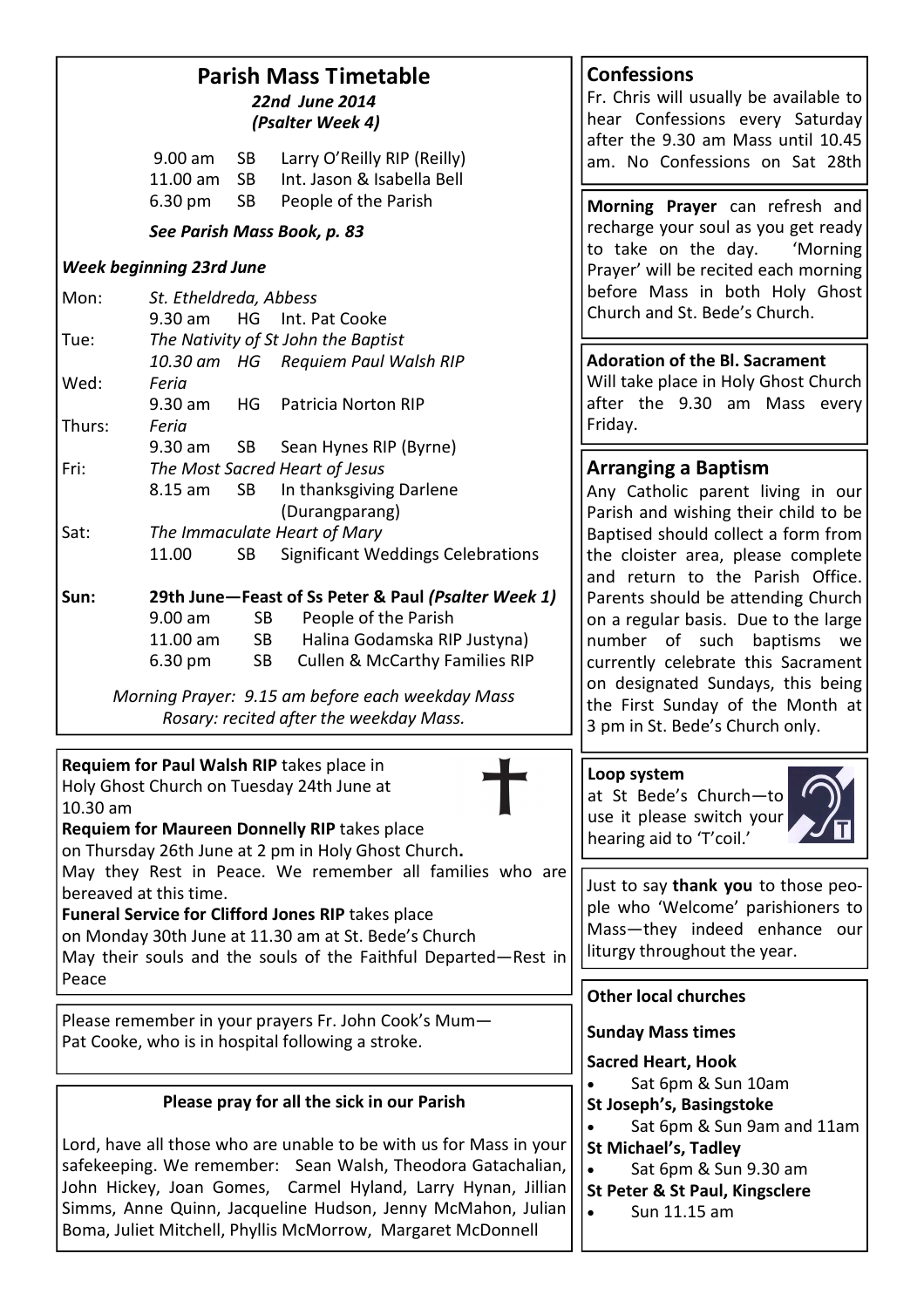## Parish Mass Timetable

***22nd June 2014***
***(Psalter Week 4)***

| | | |
|---|---|---|
| 9.00 am | SB | Larry O'Reilly RIP (Reilly) |
| 11.00 am | SB | Int. Jason & Isabella Bell |
| 6.30 pm | SB | People of the Parish |

***See Parish Mass Book, p. 83***

***Week beginning 23rd June***

| | | | |
|---|---|---|---|
| Mon: | *St. Etheldreda, Abbess* | | |
| | 9.30 am | HG | Int. Pat Cooke |
| Tue: | *The Nativity of St John the Baptist* | | |
| | *10.30 am* | *HG* | *Requiem Paul Walsh RIP* |
| Wed: | *Feria* | | |
| | 9.30 am | HG | Patricia Norton RIP |
| Thurs: | *Feria* | | |
| | 9.30 am | SB | Sean Hynes RIP (Byrne) |
| Fri: | *The Most Sacred Heart of Jesus* | | |
| | 8.15 am | SB | In thanksgiving Darlene (Durangparang) |
| Sat: | *The Immaculate Heart of Mary* | | |
| | 11.00 | SB | Significant Weddings Celebrations |
| **Sun:** | **29th June—Feast of Ss Peter & Paul *(Psalter Week 1)*** | | |
| | 9.00 am | SB | People of the Parish |
| | 11.00 am | SB | Halina Godamska RIP Justyna) |
| | 6.30 pm | SB | Cullen & McCarthy Families RIP |

*Morning Prayer: 9.15 am before each weekday Mass*
*Rosary: recited after the weekday Mass.*

**Requiem for Paul Walsh RIP** takes place in Holy Ghost Church on Tuesday 24th June at 10.30 am

**Requiem for Maureen Donnelly RIP** takes place on Thursday 26th June at 2 pm in Holy Ghost Church**.**

May they Rest in Peace. We remember all families who are bereaved at this time.

**Funeral Service for Clifford Jones RIP** takes place on Monday 30th June at 11.30 am at St. Bede's Church

May their souls and the souls of the Faithful Departed—Rest in Peace

Please remember in your prayers Fr. John Cook's Mum—Pat Cooke, who is in hospital following a stroke.

**Please pray for all the sick in our Parish**

Lord, have all those who are unable to be with us for Mass in your safekeeping. We remember: Sean Walsh, Theodora Gatachalian, John Hickey, Joan Gomes, Carmel Hyland, Larry Hynan, Jillian Simms, Anne Quinn, Jacqueline Hudson, Jenny McMahon, Julian Boma, Juliet Mitchell, Phyllis McMorrow, Margaret McDonnell

## Confessions

Fr. Chris will usually be available to hear Confessions every Saturday after the 9.30 am Mass until 10.45 am. No Confessions on Sat 28th

**Morning Prayer** can refresh and recharge your soul as you get ready to take on the day. 'Morning Prayer' will be recited each morning before Mass in both Holy Ghost Church and St. Bede's Church.

**Adoration of the Bl. Sacrament**

Will take place in Holy Ghost Church after the 9.30 am Mass every Friday.

## Arranging a Baptism

Any Catholic parent living in our Parish and wishing their child to be Baptised should collect a form from the cloister area, please complete and return to the Parish Office. Parents should be attending Church on a regular basis. Due to the large number of such baptisms we currently celebrate this Sacrament on designated Sundays, this being the First Sunday of the Month at 3 pm in St. Bede's Church only.

**Loop system**

at St Bede's Church—to use it please switch your hearing aid to 'T'coil.'

Just to say **thank you** to those people who 'Welcome' parishioners to Mass—they indeed enhance our liturgy throughout the year.

**Other local churches**

**Sunday Mass times**

**Sacred Heart, Hook**

- Sat 6pm & Sun 10am

**St Joseph's, Basingstoke**

- Sat 6pm & Sun 9am and 11am

**St Michael's, Tadley**

- Sat 6pm & Sun 9.30 am

**St Peter & St Paul, Kingsclere**

- Sun 11.15 am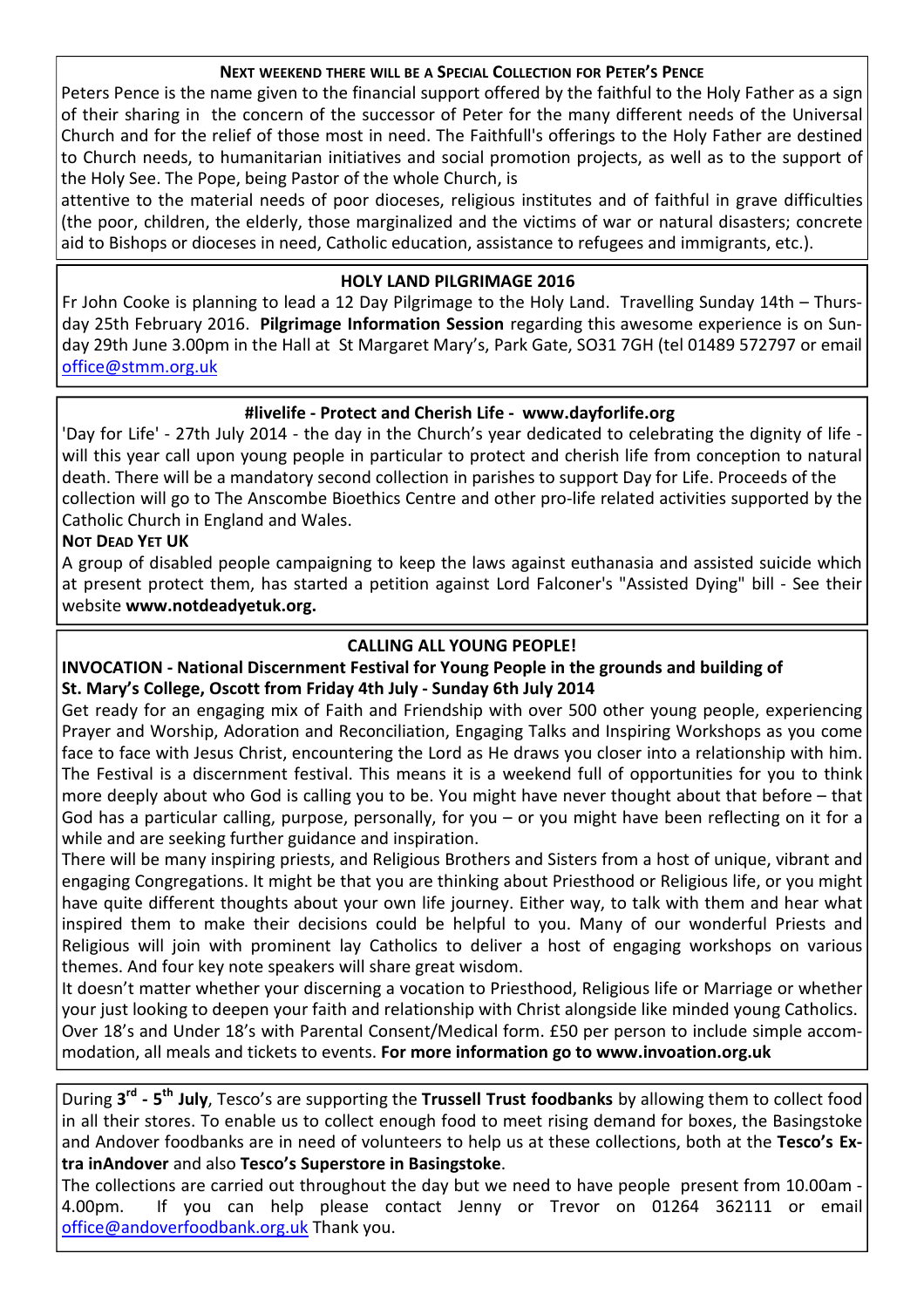## Next weekend there will be a Special Collection for Peter's Pence

Peters Pence is the name given to the financial support offered by the faithful to the Holy Father as a sign of their sharing in the concern of the successor of Peter for the many different needs of the Universal Church and for the relief of those most in need. The Faithfull's offerings to the Holy Father are destined to Church needs, to humanitarian initiatives and social promotion projects, as well as to the support of the Holy See. The Pope, being Pastor of the whole Church, is attentive to the material needs of poor dioceses, religious institutes and of faithful in grave difficulties (the poor, children, the elderly, those marginalized and the victims of war or natural disasters; concrete aid to Bishops or dioceses in need, Catholic education, assistance to refugees and immigrants, etc.).

## HOLY LAND PILGRIMAGE 2016

Fr John Cooke is planning to lead a 12 Day Pilgrimage to the Holy Land. Travelling Sunday 14th – Thursday 25th February 2016. **Pilgrimage Information Session** regarding this awesome experience is on Sunday 29th June 3.00pm in the Hall at St Margaret Mary's, Park Gate, SO31 7GH (tel 01489 572797 or email office@stmm.org.uk

## #livelife - Protect and Cherish Life - www.dayforlife.org

'Day for Life' - 27th July 2014 - the day in the Church's year dedicated to celebrating the dignity of life - will this year call upon young people in particular to protect and cherish life from conception to natural death. There will be a mandatory second collection in parishes to support Day for Life. Proceeds of the collection will go to The Anscombe Bioethics Centre and other pro-life related activities supported by the Catholic Church in England and Wales.

**Not Dead Yet UK**

A group of disabled people campaigning to keep the laws against euthanasia and assisted suicide which at present protect them, has started a petition against Lord Falconer's "Assisted Dying" bill - See their website **www.notdeadyetuk.org.**

## CALLING ALL YOUNG PEOPLE!

**INVOCATION - National Discernment Festival for Young People in the grounds and building of St. Mary's College, Oscott from Friday 4th July - Sunday 6th July 2014**

Get ready for an engaging mix of Faith and Friendship with over 500 other young people, experiencing Prayer and Worship, Adoration and Reconciliation, Engaging Talks and Inspiring Workshops as you come face to face with Jesus Christ, encountering the Lord as He draws you closer into a relationship with him. The Festival is a discernment festival. This means it is a weekend full of opportunities for you to think more deeply about who God is calling you to be. You might have never thought about that before – that God has a particular calling, purpose, personally, for you – or you might have been reflecting on it for a while and are seeking further guidance and inspiration.

There will be many inspiring priests, and Religious Brothers and Sisters from a host of unique, vibrant and engaging Congregations. It might be that you are thinking about Priesthood or Religious life, or you might have quite different thoughts about your own life journey. Either way, to talk with them and hear what inspired them to make their decisions could be helpful to you. Many of our wonderful Priests and Religious will join with prominent lay Catholics to deliver a host of engaging workshops on various themes. And four key note speakers will share great wisdom.

It doesn't matter whether your discerning a vocation to Priesthood, Religious life or Marriage or whether your just looking to deepen your faith and relationship with Christ alongside like minded young Catholics. Over 18's and Under 18's with Parental Consent/Medical form. £50 per person to include simple accommodation, all meals and tickets to events. **For more information go to www.invoation.org.uk**

---

During **3rd - 5th July**, Tesco's are supporting the **Trussell Trust foodbanks** by allowing them to collect food in all their stores. To enable us to collect enough food to meet rising demand for boxes, the Basingstoke and Andover foodbanks are in need of volunteers to help us at these collections, both at the **Tesco's Extra inAndover** and also **Tesco's Superstore in Basingstoke**.

The collections are carried out throughout the day but we need to have people present from 10.00am - 4.00pm. If you can help please contact Jenny or Trevor on 01264 362111 or email office@andoverfoodbank.org.uk Thank you.